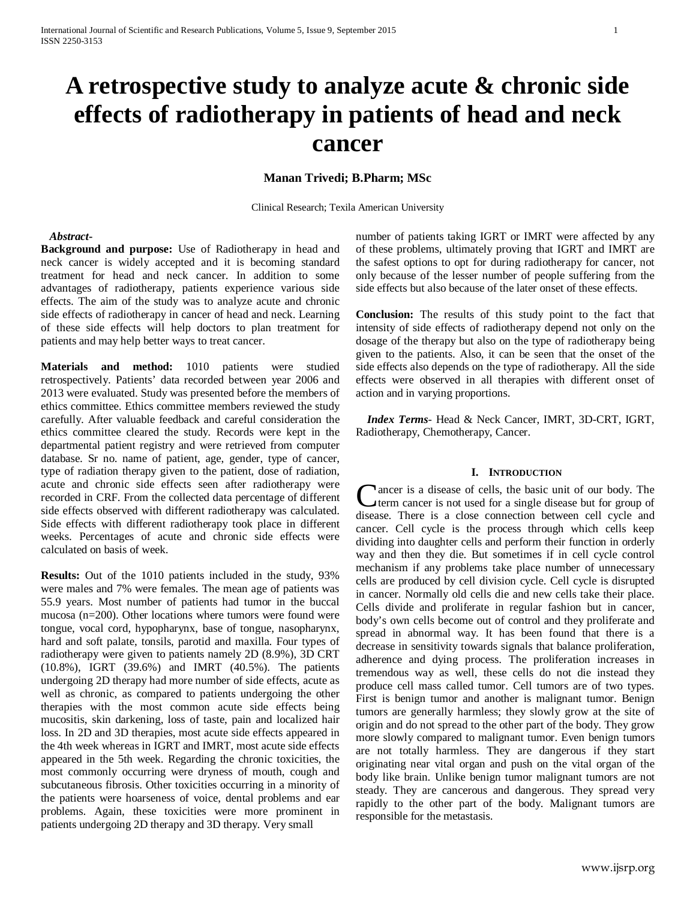# A retrospective study to analyze acute & chronic side effects of radiotherapy in patients of head and neck cancer

**Manan Trivedi; B.Pharm; MSc**

Clinical Research; Texila American University

***Abstract-***

**Background and purpose:** Use of Radiotherapy in head and neck cancer is widely accepted and it is becoming standard treatment for head and neck cancer. In addition to some advantages of radiotherapy, patients experience various side effects. The aim of the study was to analyze acute and chronic side effects of radiotherapy in cancer of head and neck. Learning of these side effects will help doctors to plan treatment for patients and may help better ways to treat cancer.

**Materials and method:** 1010 patients were studied retrospectively. Patients' data recorded between year 2006 and 2013 were evaluated. Study was presented before the members of ethics committee. Ethics committee members reviewed the study carefully. After valuable feedback and careful consideration the ethics committee cleared the study. Records were kept in the departmental patient registry and were retrieved from computer database. Sr no. name of patient, age, gender, type of cancer, type of radiation therapy given to the patient, dose of radiation, acute and chronic side effects seen after radiotherapy were recorded in CRF. From the collected data percentage of different side effects observed with different radiotherapy was calculated. Side effects with different radiotherapy took place in different weeks. Percentages of acute and chronic side effects were calculated on basis of week.

**Results:** Out of the 1010 patients included in the study, 93% were males and 7% were females. The mean age of patients was 55.9 years. Most number of patients had tumor in the buccal mucosa (n=200). Other locations where tumors were found were tongue, vocal cord, hypopharynx, base of tongue, nasopharynx, hard and soft palate, tonsils, parotid and maxilla. Four types of radiotherapy were given to patients namely 2D (8.9%), 3D CRT (10.8%), IGRT (39.6%) and IMRT (40.5%). The patients undergoing 2D therapy had more number of side effects, acute as well as chronic, as compared to patients undergoing the other therapies with the most common acute side effects being mucositis, skin darkening, loss of taste, pain and localized hair loss. In 2D and 3D therapies, most acute side effects appeared in the 4th week whereas in IGRT and IMRT, most acute side effects appeared in the 5th week. Regarding the chronic toxicities, the most commonly occurring were dryness of mouth, cough and subcutaneous fibrosis. Other toxicities occurring in a minority of the patients were hoarseness of voice, dental problems and ear problems. Again, these toxicities were more prominent in patients undergoing 2D therapy and 3D therapy. Very small number of patients taking IGRT or IMRT were affected by any of these problems, ultimately proving that IGRT and IMRT are the safest options to opt for during radiotherapy for cancer, not only because of the lesser number of people suffering from the side effects but also because of the later onset of these effects.

**Conclusion:** The results of this study point to the fact that intensity of side effects of radiotherapy depend not only on the dosage of the therapy but also on the type of radiotherapy being given to the patients. Also, it can be seen that the onset of the side effects also depends on the type of radiotherapy. All the side effects were observed in all therapies with different onset of action and in varying proportions.

***Index Terms*****-** Head & Neck Cancer, IMRT, 3D-CRT, IGRT, Radiotherapy, Chemotherapy, Cancer.

## I. Introduction

Cancer is a disease of cells, the basic unit of our body. The term cancer is not used for a single disease but for group of disease. There is a close connection between cell cycle and cancer. Cell cycle is the process through which cells keep dividing into daughter cells and perform their function in orderly way and then they die. But sometimes if in cell cycle control mechanism if any problems take place number of unnecessary cells are produced by cell division cycle. Cell cycle is disrupted in cancer. Normally old cells die and new cells take their place. Cells divide and proliferate in regular fashion but in cancer, body's own cells become out of control and they proliferate and spread in abnormal way. It has been found that there is a decrease in sensitivity towards signals that balance proliferation, adherence and dying process. The proliferation increases in tremendous way as well, these cells do not die instead they produce cell mass called tumor. Cell tumors are of two types. First is benign tumor and another is malignant tumor. Benign tumors are generally harmless; they slowly grow at the site of origin and do not spread to the other part of the body. They grow more slowly compared to malignant tumor. Even benign tumors are not totally harmless. They are dangerous if they start originating near vital organ and push on the vital organ of the body like brain. Unlike benign tumor malignant tumors are not steady. They are cancerous and dangerous. They spread very rapidly to the other part of the body. Malignant tumors are responsible for the metastasis.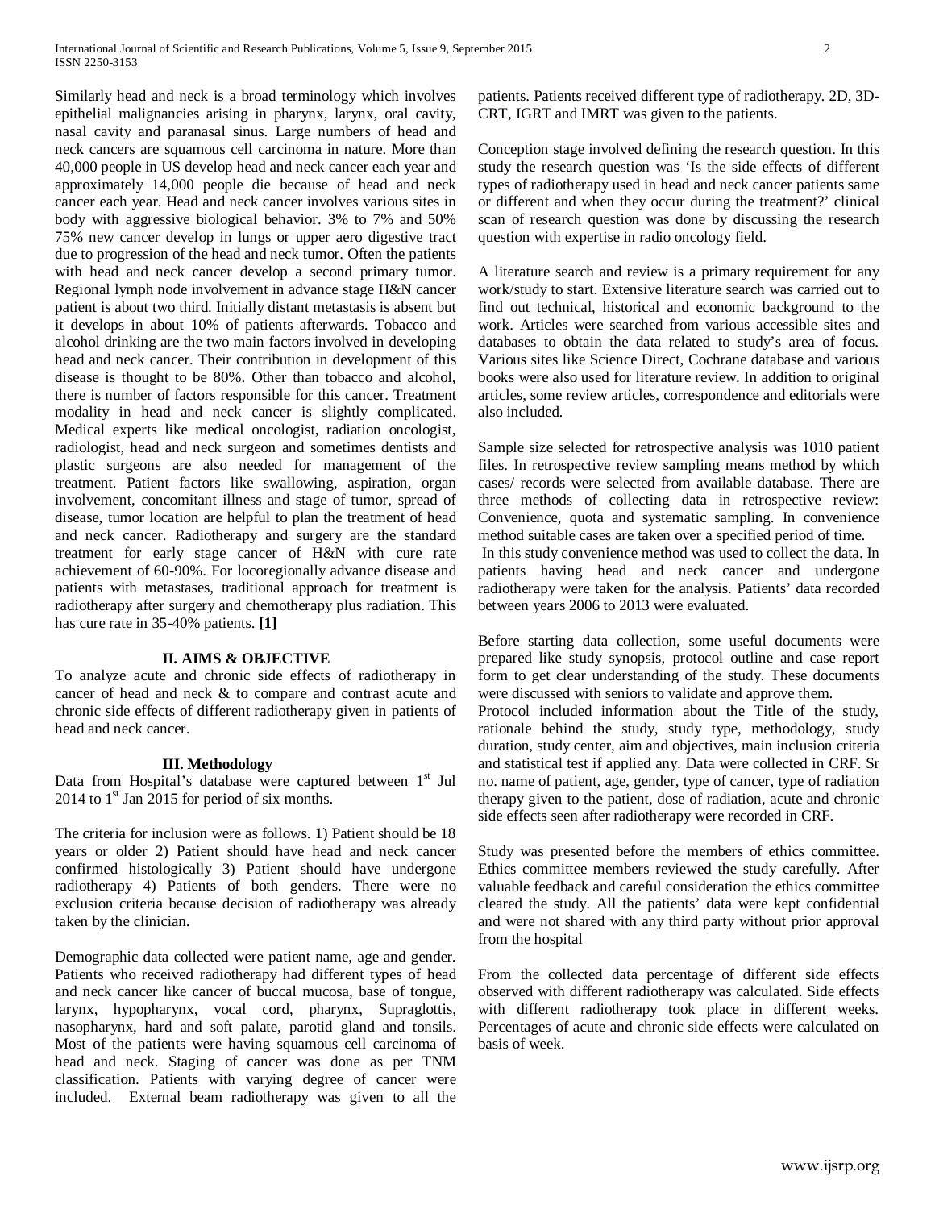Similarly head and neck is a broad terminology which involves epithelial malignancies arising in pharynx, larynx, oral cavity, nasal cavity and paranasal sinus. Large numbers of head and neck cancers are squamous cell carcinoma in nature. More than 40,000 people in US develop head and neck cancer each year and approximately 14,000 people die because of head and neck cancer each year. Head and neck cancer involves various sites in body with aggressive biological behavior. 3% to 7% and 50% 75% new cancer develop in lungs or upper aero digestive tract due to progression of the head and neck tumor. Often the patients with head and neck cancer develop a second primary tumor. Regional lymph node involvement in advance stage H&N cancer patient is about two third. Initially distant metastasis is absent but it develops in about 10% of patients afterwards. Tobacco and alcohol drinking are the two main factors involved in developing head and neck cancer. Their contribution in development of this disease is thought to be 80%. Other than tobacco and alcohol, there is number of factors responsible for this cancer. Treatment modality in head and neck cancer is slightly complicated. Medical experts like medical oncologist, radiation oncologist, radiologist, head and neck surgeon and sometimes dentists and plastic surgeons are also needed for management of the treatment. Patient factors like swallowing, aspiration, organ involvement, concomitant illness and stage of tumor, spread of disease, tumor location are helpful to plan the treatment of head and neck cancer. Radiotherapy and surgery are the standard treatment for early stage cancer of H&N with cure rate achievement of 60-90%. For locoregionally advance disease and patients with metastases, traditional approach for treatment is radiotherapy after surgery and chemotherapy plus radiation. This has cure rate in 35-40% patients. **[1]**

## II. AIMS & OBJECTIVE

To analyze acute and chronic side effects of radiotherapy in cancer of head and neck & to compare and contrast acute and chronic side effects of different radiotherapy given in patients of head and neck cancer.

## III. Methodology

Data from Hospital's database were captured between 1st Jul 2014 to 1st Jan 2015 for period of six months.

The criteria for inclusion were as follows. 1) Patient should be 18 years or older 2) Patient should have head and neck cancer confirmed histologically 3) Patient should have undergone radiotherapy 4) Patients of both genders. There were no exclusion criteria because decision of radiotherapy was already taken by the clinician.

Demographic data collected were patient name, age and gender. Patients who received radiotherapy had different types of head and neck cancer like cancer of buccal mucosa, base of tongue, larynx, hypopharynx, vocal cord, pharynx, Supraglottis, nasopharynx, hard and soft palate, parotid gland and tonsils. Most of the patients were having squamous cell carcinoma of head and neck. Staging of cancer was done as per TNM classification. Patients with varying degree of cancer were included. External beam radiotherapy was given to all the patients. Patients received different type of radiotherapy. 2D, 3D-CRT, IGRT and IMRT was given to the patients.

Conception stage involved defining the research question. In this study the research question was 'Is the side effects of different types of radiotherapy used in head and neck cancer patients same or different and when they occur during the treatment?' clinical scan of research question was done by discussing the research question with expertise in radio oncology field.

A literature search and review is a primary requirement for any work/study to start. Extensive literature search was carried out to find out technical, historical and economic background to the work. Articles were searched from various accessible sites and databases to obtain the data related to study's area of focus. Various sites like Science Direct, Cochrane database and various books were also used for literature review. In addition to original articles, some review articles, correspondence and editorials were also included.

Sample size selected for retrospective analysis was 1010 patient files. In retrospective review sampling means method by which cases/ records were selected from available database. There are three methods of collecting data in retrospective review: Convenience, quota and systematic sampling. In convenience method suitable cases are taken over a specified period of time.
In this study convenience method was used to collect the data. In patients having head and neck cancer and undergone radiotherapy were taken for the analysis. Patients' data recorded between years 2006 to 2013 were evaluated.

Before starting data collection, some useful documents were prepared like study synopsis, protocol outline and case report form to get clear understanding of the study. These documents were discussed with seniors to validate and approve them.
Protocol included information about the Title of the study, rationale behind the study, study type, methodology, study duration, study center, aim and objectives, main inclusion criteria and statistical test if applied any. Data were collected in CRF. Sr no. name of patient, age, gender, type of cancer, type of radiation therapy given to the patient, dose of radiation, acute and chronic side effects seen after radiotherapy were recorded in CRF.

Study was presented before the members of ethics committee. Ethics committee members reviewed the study carefully. After valuable feedback and careful consideration the ethics committee cleared the study. All the patients' data were kept confidential and were not shared with any third party without prior approval from the hospital

From the collected data percentage of different side effects observed with different radiotherapy was calculated. Side effects with different radiotherapy took place in different weeks. Percentages of acute and chronic side effects were calculated on basis of week.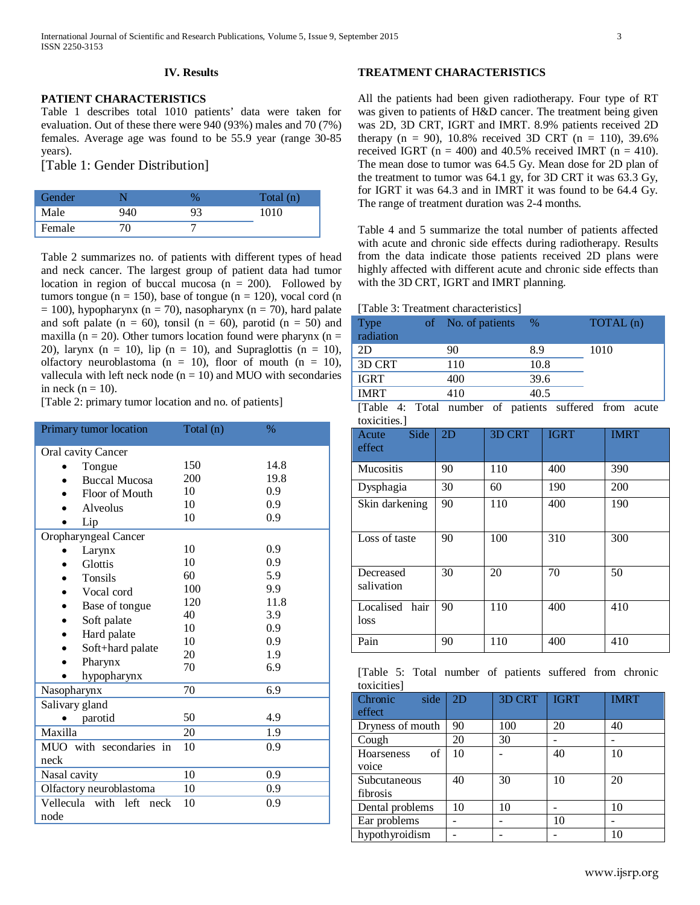## IV. Results

### PATIENT CHARACTERISTICS

Table 1 describes total 1010 patients' data were taken for evaluation. Out of these there were 940 (93%) males and 70 (7%) females. Average age was found to be 55.9 year (range 30-85 years).

[Table 1: Gender Distribution]

| Gender | N | % | Total (n) |
|---|---|---|---|
| Male | 940 | 93 | 1010 |
| Female | 70 | 7 | |

Table 2 summarizes no. of patients with different types of head and neck cancer. The largest group of patient data had tumor location in region of buccal mucosa (n = 200). Followed by tumors tongue (n = 150), base of tongue (n = 120), vocal cord (n = 100), hypopharynx (n = 70), nasopharynx (n = 70), hard palate and soft palate (n = 60), tonsil (n = 60), parotid (n = 50) and maxilla (n = 20). Other tumors location found were pharynx (n = 20), larynx (n = 10), lip (n = 10), and Supraglottis (n = 10), olfactory neuroblastoma (n = 10), floor of mouth (n = 10), vallecula with left neck node (n = 10) and MUO with secondaries in neck (n = 10).

[Table 2: primary tumor location and no. of patients]

| Primary tumor location | Total (n) | % |
|---|---|---|
| Oral cavity Cancer | | |
| • Tongue | 150 | 14.8 |
| • Buccal Mucosa | 200 | 19.8 |
| • Floor of Mouth | 10 | 0.9 |
| • Alveolus | 10 | 0.9 |
| • Lip | 10 | 0.9 |
| Oropharyngeal Cancer | | |
| • Larynx | 10 | 0.9 |
| • Glottis | 10 | 0.9 |
| • Tonsils | 60 | 5.9 |
| • Vocal cord | 100 | 9.9 |
| • Base of tongue | 120 | 11.8 |
| • Soft palate | 40 | 3.9 |
| • Hard palate | 10 | 0.9 |
| • Soft+hard palate | 10 | 0.9 |
| • Pharynx | 20 | 1.9 |
| • hypopharynx | 70 | 6.9 |
| Nasopharynx | 70 | 6.9 |
| Salivary gland | | |
| • parotid | 50 | 4.9 |
| Maxilla | 20 | 1.9 |
| MUO with secondaries in neck | 10 | 0.9 |
| Nasal cavity | 10 | 0.9 |
| Olfactory neuroblastoma | 10 | 0.9 |
| Vellecula with left neck node | 10 | 0.9 |

### TREATMENT CHARACTERISTICS

All the patients had been given radiotherapy. Four type of RT was given to patients of H&D cancer. The treatment being given was 2D, 3D CRT, IGRT and IMRT. 8.9% patients received 2D therapy (n = 90), 10.8% received 3D CRT (n = 110), 39.6% received IGRT (n = 400) and 40.5% received IMRT (n = 410). The mean dose to tumor was 64.5 Gy. Mean dose for 2D plan of the treatment to tumor was 64.1 gy, for 3D CRT it was 63.3 Gy, for IGRT it was 64.3 and in IMRT it was found to be 64.4 Gy. The range of treatment duration was 2-4 months.

Table 4 and 5 summarize the total number of patients affected with acute and chronic side effects during radiotherapy. Results from the data indicate those patients received 2D plans were highly affected with different acute and chronic side effects than with the 3D CRT, IGRT and IMRT planning.

[Table 3: Treatment characteristics]

| Type of radiation | No. of patients | % | TOTAL (n) |
|---|---|---|---|
| 2D | 90 | 8.9 | 1010 |
| 3D CRT | 110 | 10.8 | |
| IGRT | 400 | 39.6 | |
| IMRT | 410 | 40.5 | |

[Table 4: Total number of patients suffered from acute toxicities.]

| Acute Side effect | 2D | 3D CRT | IGRT | IMRT |
|---|---|---|---|---|
| Mucositis | 90 | 110 | 400 | 390 |
| Dysphagia | 30 | 60 | 190 | 200 |
| Skin darkening | 90 | 110 | 400 | 190 |
| Loss of taste | 90 | 100 | 310 | 300 |
| Decreased salivation | 30 | 20 | 70 | 50 |
| Localised hair loss | 90 | 110 | 400 | 410 |
| Pain | 90 | 110 | 400 | 410 |

[Table 5: Total number of patients suffered from chronic toxicities]

| Chronic side effect | 2D | 3D CRT | IGRT | IMRT |
|---|---|---|---|---|
| Dryness of mouth | 90 | 100 | 20 | 40 |
| Cough | 20 | 30 | - | - |
| Hoarseness of voice | 10 | - | 40 | 10 |
| Subcutaneous fibrosis | 40 | 30 | 10 | 20 |
| Dental problems | 10 | 10 | - | 10 |
| Ear problems | - | - | 10 | - |
| hypothyroidism | - | - | - | 10 |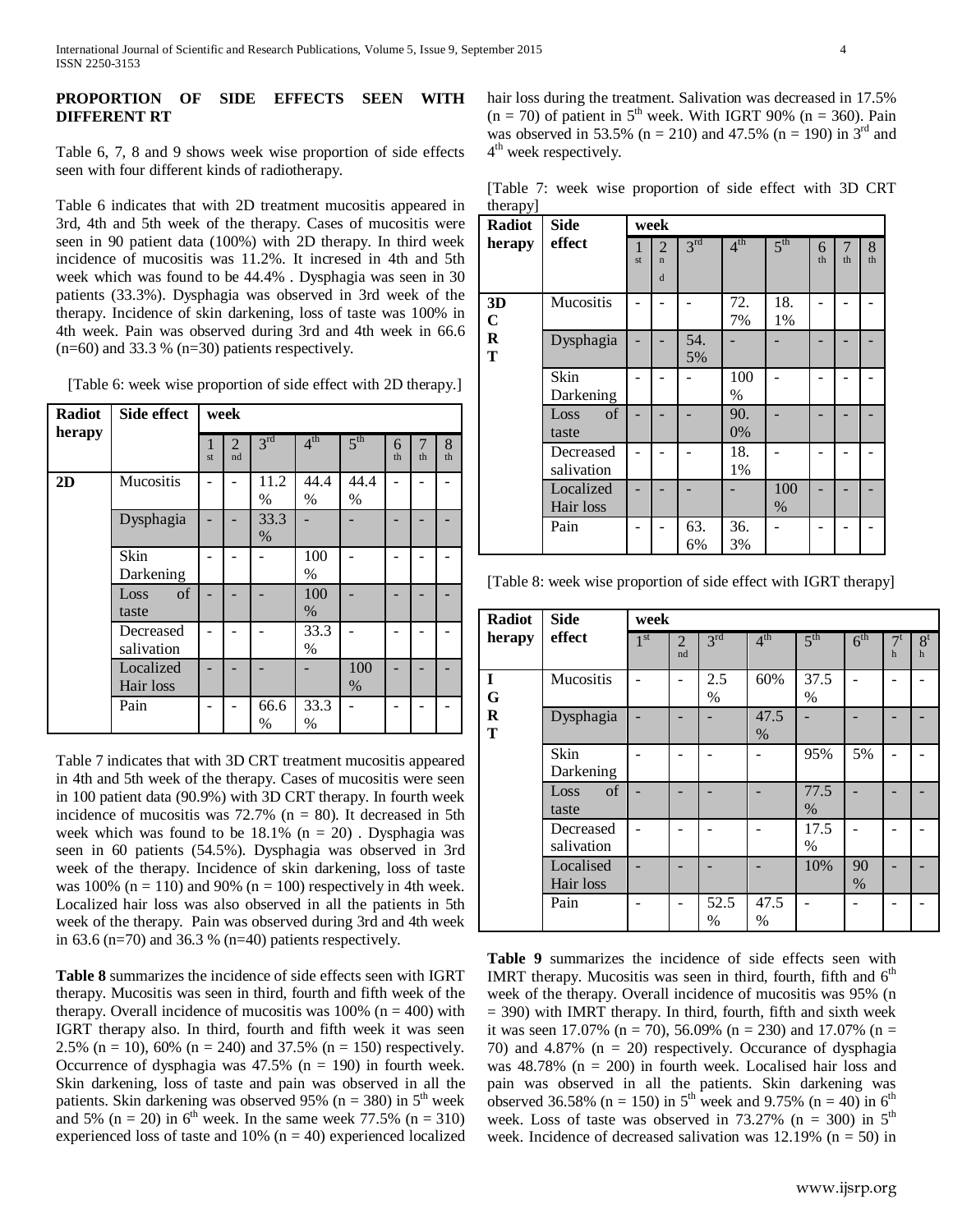## PROPORTION OF SIDE EFFECTS SEEN WITH DIFFERENT RT

Table 6, 7, 8 and 9 shows week wise proportion of side effects seen with four different kinds of radiotherapy.

Table 6 indicates that with 2D treatment mucositis appeared in 3rd, 4th and 5th week of the therapy. Cases of mucositis were seen in 90 patient data (100%) with 2D therapy. In third week incidence of mucositis was 11.2%. It incresed in 4th and 5th week which was found to be 44.4% . Dysphagia was seen in 30 patients (33.3%). Dysphagia was observed in 3rd week of the therapy. Incidence of skin darkening, loss of taste was 100% in 4th week. Pain was observed during 3rd and 4th week in 66.6 (n=60) and 33.3 % (n=30) patients respectively.

[Table 6: week wise proportion of side effect with 2D therapy.]

| Radiotherapy | Side effect | week | | | | | | | |
|---|---|---|---|---|---|---|---|---|---|
| | | 1st | 2nd | 3rd | 4th | 5th | 6th | 7th | 8th |
| 2D | Mucositis | - | - | 11.2 % | 44.4 % | 44.4 % | - | - | - |
| | Dysphagia | - | - | 33.3 % | - | - | - | - | - |
| | Skin Darkening | - | - | - | 100 % | - | - | - | - |
| | Loss of taste | - | - | - | 100 % | - | - | - | - |
| | Decreased salivation | - | - | - | 33.3 % | - | - | - | - |
| | Localized Hair loss | - | - | - | - | 100 % | - | - | - |
| | Pain | - | - | 66.6 % | 33.3 % | - | - | - | - |

Table 7 indicates that with 3D CRT treatment mucositis appeared in 4th and 5th week of the therapy. Cases of mucositis were seen in 100 patient data (90.9%) with 3D CRT therapy. In fourth week incidence of mucositis was 72.7% (n = 80). It decreased in 5th week which was found to be 18.1% (n = 20) . Dysphagia was seen in 60 patients (54.5%). Dysphagia was observed in 3rd week of the therapy. Incidence of skin darkening, loss of taste was 100% (n = 110) and 90% (n = 100) respectively in 4th week. Localized hair loss was also observed in all the patients in 5th week of the therapy. Pain was observed during 3rd and 4th week in 63.6 (n=70) and 36.3 % (n=40) patients respectively.

**Table 8** summarizes the incidence of side effects seen with IGRT therapy. Mucositis was seen in third, fourth and fifth week of the therapy. Overall incidence of mucositis was 100% (n = 400) with IGRT therapy also. In third, fourth and fifth week it was seen 2.5% (n = 10), 60% (n = 240) and 37.5% (n = 150) respectively. Occurrence of dysphagia was 47.5% (n = 190) in fourth week. Skin darkening, loss of taste and pain was observed in all the patients. Skin darkening was observed 95% (n = 380) in 5th week and 5% (n = 20) in 6th week. In the same week 77.5% (n = 310) experienced loss of taste and 10% (n = 40) experienced localized hair loss during the treatment. Salivation was decreased in 17.5% (n = 70) of patient in 5th week. With IGRT 90% (n = 360). Pain was observed in 53.5% (n = 210) and 47.5% (n = 190) in 3rd and 4th week respectively.

[Table 7: week wise proportion of side effect with 3D CRT therapy]

| Radiotherapy | Side effect | week | | | | | | | |
|---|---|---|---|---|---|---|---|---|---|
| | | 1st | 2nd | 3rd | 4th | 5th | 6th | 7th | 8th |
| 3D CRT | Mucositis | - | - | - | 72.7% | 18.1% | - | - | - |
| | Dysphagia | - | - | 54.5% | - | - | - | - | - |
| | Skin Darkening | - | - | - | 100 % | - | - | - | - |
| | Loss of taste | - | - | - | 90.0% | - | - | - | - |
| | Decreased salivation | - | - | - | 18.1% | - | - | - | - |
| | Localized Hair loss | - | - | - | - | 100 % | - | - | - |
| | Pain | - | - | 63.6% | 36.3% | - | - | - | - |

[Table 8: week wise proportion of side effect with IGRT therapy]

| Radiotherapy | Side effect | week | | | | | | | |
|---|---|---|---|---|---|---|---|---|---|
| | | 1st | 2nd | 3rd | 4th | 5th | 6th | 7th | 8th |
| IGRT | Mucositis | - | - | 2.5 % | 60% | 37.5 % | - | - | - |
| | Dysphagia | - | - | - | 47.5 % | - | - | - | - |
| | Skin Darkening | - | - | - | - | 95% | 5% | - | - |
| | Loss of taste | - | - | - | - | 77.5 % | - | - | - |
| | Decreased salivation | - | - | - | - | 17.5 % | - | - | - |
| | Localised Hair loss | - | - | - | - | 10% | 90 % | - | - |
| | Pain | - | - | 52.5 % | 47.5 % | - | - | - | - |

**Table 9** summarizes the incidence of side effects seen with IMRT therapy. Mucositis was seen in third, fourth, fifth and 6th week of the therapy. Overall incidence of mucositis was 95% (n = 390) with IMRT therapy. In third, fourth, fifth and sixth week it was seen 17.07% (n = 70), 56.09% (n = 230) and 17.07% (n = 70) and 4.87% (n = 20) respectively. Occurance of dysphagia was 48.78% (n = 200) in fourth week. Localised hair loss and pain was observed in all the patients. Skin darkening was observed 36.58% (n = 150) in 5th week and 9.75% (n = 40) in 6th week. Loss of taste was observed in 73.27% (n = 300) in 5th week. Incidence of decreased salivation was 12.19% (n = 50) in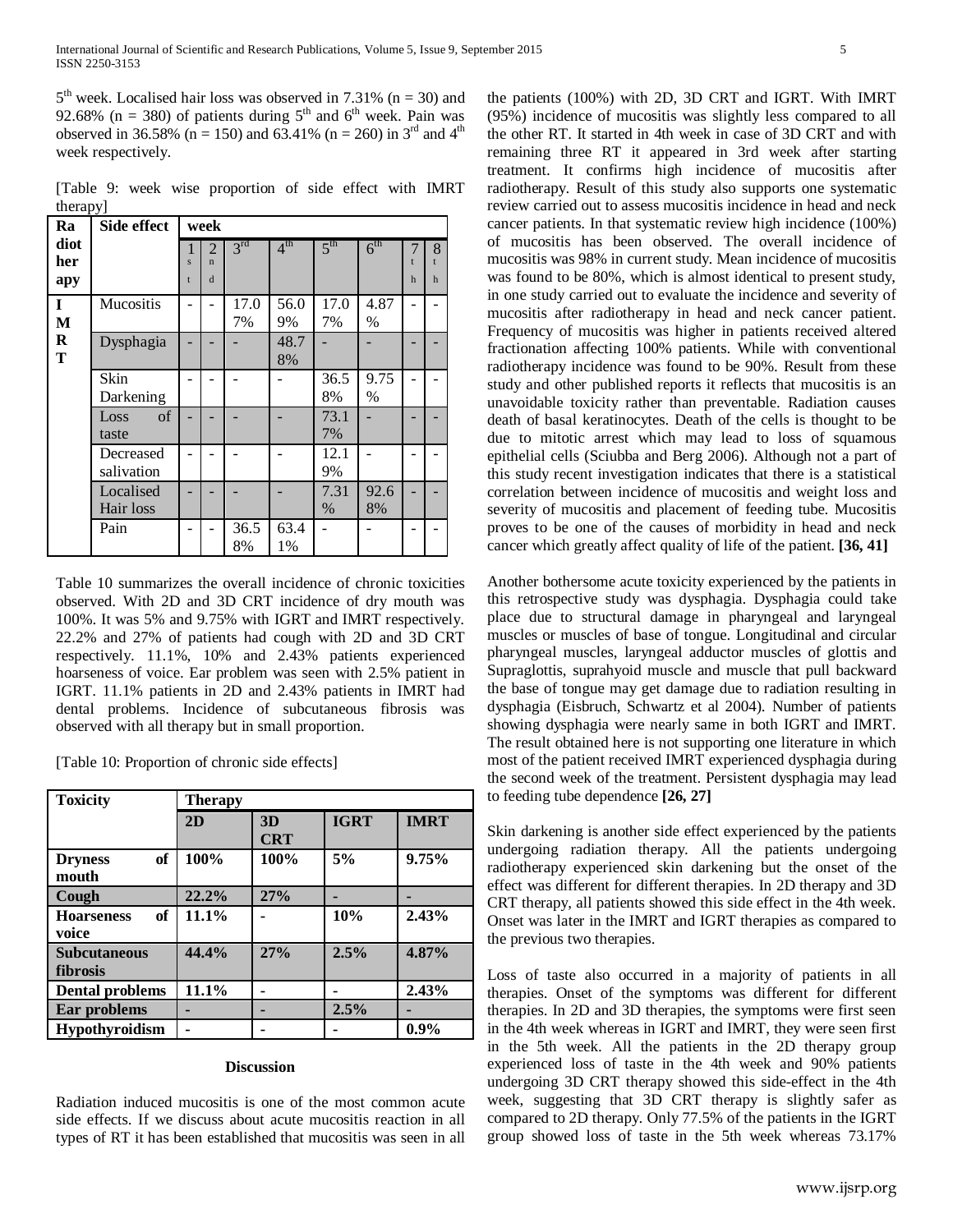5th week. Localised hair loss was observed in 7.31% (n = 30) and 92.68% (n = 380) of patients during 5th and 6th week. Pain was observed in 36.58% (n = 150) and 63.41% (n = 260) in 3rd and 4th week respectively.

[Table 9: week wise proportion of side effect with IMRT therapy]

| Radiotherapy | Side effect | week | | | | | | | |
|---|---|---|---|---|---|---|---|---|---|
| | | 1st | 2nd | 3rd | 4th | 5th | 6th | 7th | 8th |
| IMRT | Mucositis | - | - | 17.07% | 56.09% | 17.07% | 4.87% | - | - |
| | Dysphagia | - | - | - | 48.78% | - | - | - | - |
| | Skin Darkening | - | - | - | - | 36.58% | 9.75% | - | - |
| | Loss of taste | - | - | - | - | 73.17% | - | - | - |
| | Decreased salivation | - | - | - | - | 12.19% | - | - | - |
| | Localised Hair loss | - | - | - | - | 7.31% | 92.68% | - | - |
| | Pain | - | - | 36.58% | 63.41% | - | - | - | - |

Table 10 summarizes the overall incidence of chronic toxicities observed. With 2D and 3D CRT incidence of dry mouth was 100%. It was 5% and 9.75% with IGRT and IMRT respectively. 22.2% and 27% of patients had cough with 2D and 3D CRT respectively. 11.1%, 10% and 2.43% patients experienced hoarseness of voice. Ear problem was seen with 2.5% patient in IGRT. 11.1% patients in 2D and 2.43% patients in IMRT had dental problems. Incidence of subcutaneous fibrosis was observed with all therapy but in small proportion.

[Table 10: Proportion of chronic side effects]

| Toxicity | Therapy | | | |
|---|---|---|---|---|
| | **2D** | **3D CRT** | **IGRT** | **IMRT** |
| **Dryness of mouth** | **100%** | **100%** | **5%** | **9.75%** |
| **Cough** | **22.2%** | **27%** | **-** | **-** |
| **Hoarseness of voice** | **11.1%** | **-** | **10%** | **2.43%** |
| **Subcutaneous fibrosis** | **44.4%** | **27%** | **2.5%** | **4.87%** |
| **Dental problems** | **11.1%** | **-** | **-** | **2.43%** |
| **Ear problems** | **-** | **-** | **2.5%** | **-** |
| **Hypothyroidism** | **-** | **-** | **-** | **0.9%** |

## Discussion

Radiation induced mucositis is one of the most common acute side effects. If we discuss about acute mucositis reaction in all types of RT it has been established that mucositis was seen in all the patients (100%) with 2D, 3D CRT and IGRT. With IMRT (95%) incidence of mucositis was slightly less compared to all the other RT. It started in 4th week in case of 3D CRT and with remaining three RT it appeared in 3rd week after starting treatment. It confirms high incidence of mucositis after radiotherapy. Result of this study also supports one systematic review carried out to assess mucositis incidence in head and neck cancer patients. In that systematic review high incidence (100%) of mucositis has been observed. The overall incidence of mucositis was 98% in current study. Mean incidence of mucositis was found to be 80%, which is almost identical to present study, in one study carried out to evaluate the incidence and severity of mucositis after radiotherapy in head and neck cancer patient. Frequency of mucositis was higher in patients received altered fractionation affecting 100% patients. While with conventional radiotherapy incidence was found to be 90%. Result from these study and other published reports it reflects that mucositis is an unavoidable toxicity rather than preventable. Radiation causes death of basal keratinocytes. Death of the cells is thought to be due to mitotic arrest which may lead to loss of squamous epithelial cells (Sciubba and Berg 2006). Although not a part of this study recent investigation indicates that there is a statistical correlation between incidence of mucositis and weight loss and severity of mucositis and placement of feeding tube. Mucositis proves to be one of the causes of morbidity in head and neck cancer which greatly affect quality of life of the patient. **[36, 41]**

Another bothersome acute toxicity experienced by the patients in this retrospective study was dysphagia. Dysphagia could take place due to structural damage in pharyngeal and laryngeal muscles or muscles of base of tongue. Longitudinal and circular pharyngeal muscles, laryngeal adductor muscles of glottis and Supraglottis, suprahyoid muscle and muscle that pull backward the base of tongue may get damage due to radiation resulting in dysphagia (Eisbruch, Schwartz et al 2004). Number of patients showing dysphagia were nearly same in both IGRT and IMRT. The result obtained here is not supporting one literature in which most of the patient received IMRT experienced dysphagia during the second week of the treatment. Persistent dysphagia may lead to feeding tube dependence **[26, 27]**

Skin darkening is another side effect experienced by the patients undergoing radiation therapy. All the patients undergoing radiotherapy experienced skin darkening but the onset of the effect was different for different therapies. In 2D therapy and 3D CRT therapy, all patients showed this side effect in the 4th week. Onset was later in the IMRT and IGRT therapies as compared to the previous two therapies.

Loss of taste also occurred in a majority of patients in all therapies. Onset of the symptoms was different for different therapies. In 2D and 3D therapies, the symptoms were first seen in the 4th week whereas in IGRT and IMRT, they were seen first in the 5th week. All the patients in the 2D therapy group experienced loss of taste in the 4th week and 90% patients undergoing 3D CRT therapy showed this side-effect in the 4th week, suggesting that 3D CRT therapy is slightly safer as compared to 2D therapy. Only 77.5% of the patients in the IGRT group showed loss of taste in the 5th week whereas 73.17%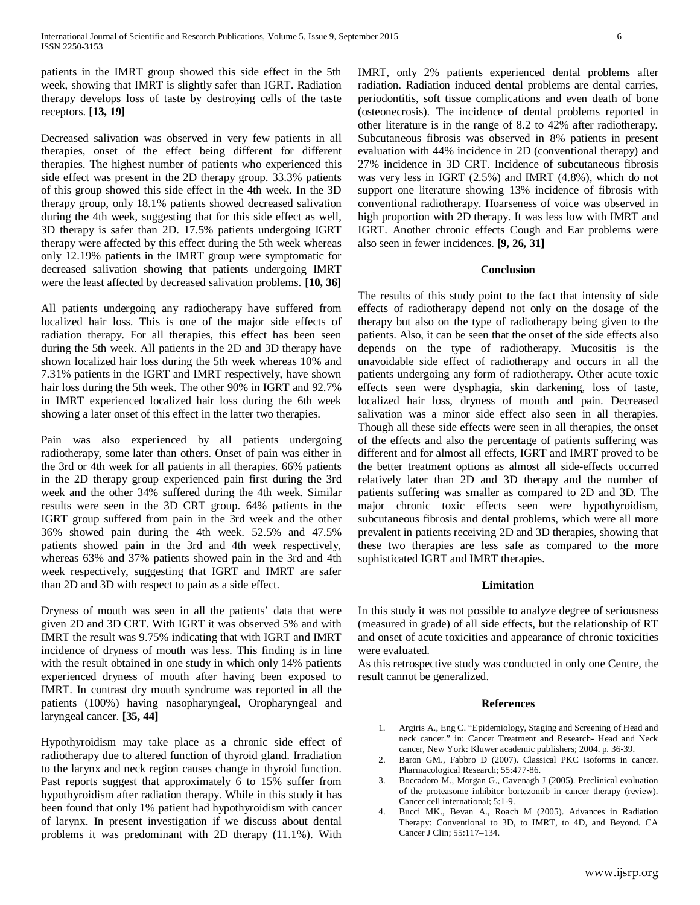patients in the IMRT group showed this side effect in the 5th week, showing that IMRT is slightly safer than IGRT. Radiation therapy develops loss of taste by destroying cells of the taste receptors. **[13, 19]**

Decreased salivation was observed in very few patients in all therapies, onset of the effect being different for different therapies. The highest number of patients who experienced this side effect was present in the 2D therapy group. 33.3% patients of this group showed this side effect in the 4th week. In the 3D therapy group, only 18.1% patients showed decreased salivation during the 4th week, suggesting that for this side effect as well, 3D therapy is safer than 2D. 17.5% patients undergoing IGRT therapy were affected by this effect during the 5th week whereas only 12.19% patients in the IMRT group were symptomatic for decreased salivation showing that patients undergoing IMRT were the least affected by decreased salivation problems. **[10, 36]**

All patients undergoing any radiotherapy have suffered from localized hair loss. This is one of the major side effects of radiation therapy. For all therapies, this effect has been seen during the 5th week. All patients in the 2D and 3D therapy have shown localized hair loss during the 5th week whereas 10% and 7.31% patients in the IGRT and IMRT respectively, have shown hair loss during the 5th week. The other 90% in IGRT and 92.7% in IMRT experienced localized hair loss during the 6th week showing a later onset of this effect in the latter two therapies.

Pain was also experienced by all patients undergoing radiotherapy, some later than others. Onset of pain was either in the 3rd or 4th week for all patients in all therapies. 66% patients in the 2D therapy group experienced pain first during the 3rd week and the other 34% suffered during the 4th week. Similar results were seen in the 3D CRT group. 64% patients in the IGRT group suffered from pain in the 3rd week and the other 36% showed pain during the 4th week. 52.5% and 47.5% patients showed pain in the 3rd and 4th week respectively, whereas 63% and 37% patients showed pain in the 3rd and 4th week respectively, suggesting that IGRT and IMRT are safer than 2D and 3D with respect to pain as a side effect.

Dryness of mouth was seen in all the patients' data that were given 2D and 3D CRT. With IGRT it was observed 5% and with IMRT the result was 9.75% indicating that with IGRT and IMRT incidence of dryness of mouth was less. This finding is in line with the result obtained in one study in which only 14% patients experienced dryness of mouth after having been exposed to IMRT. In contrast dry mouth syndrome was reported in all the patients (100%) having nasopharyngeal, Oropharyngeal and laryngeal cancer. **[35, 44]**

Hypothyroidism may take place as a chronic side effect of radiotherapy due to altered function of thyroid gland. Irradiation to the larynx and neck region causes change in thyroid function. Past reports suggest that approximately 6 to 15% suffer from hypothyroidism after radiation therapy. While in this study it has been found that only 1% patient had hypothyroidism with cancer of larynx. In present investigation if we discuss about dental problems it was predominant with 2D therapy (11.1%). With IMRT, only 2% patients experienced dental problems after radiation. Radiation induced dental problems are dental carries, periodontitis, soft tissue complications and even death of bone (osteonecrosis). The incidence of dental problems reported in other literature is in the range of 8.2 to 42% after radiotherapy. Subcutaneous fibrosis was observed in 8% patients in present evaluation with 44% incidence in 2D (conventional therapy) and 27% incidence in 3D CRT. Incidence of subcutaneous fibrosis was very less in IGRT (2.5%) and IMRT (4.8%), which do not support one literature showing 13% incidence of fibrosis with conventional radiotherapy. Hoarseness of voice was observed in high proportion with 2D therapy. It was less low with IMRT and IGRT. Another chronic effects Cough and Ear problems were also seen in fewer incidences. **[9, 26, 31]**

## Conclusion

The results of this study point to the fact that intensity of side effects of radiotherapy depend not only on the dosage of the therapy but also on the type of radiotherapy being given to the patients. Also, it can be seen that the onset of the side effects also depends on the type of radiotherapy. Mucositis is the unavoidable side effect of radiotherapy and occurs in all the patients undergoing any form of radiotherapy. Other acute toxic effects seen were dysphagia, skin darkening, loss of taste, localized hair loss, dryness of mouth and pain. Decreased salivation was a minor side effect also seen in all therapies. Though all these side effects were seen in all therapies, the onset of the effects and also the percentage of patients suffering was different and for almost all effects, IGRT and IMRT proved to be the better treatment options as almost all side-effects occurred relatively later than 2D and 3D therapy and the number of patients suffering was smaller as compared to 2D and 3D. The major chronic toxic effects seen were hypothyroidism, subcutaneous fibrosis and dental problems, which were all more prevalent in patients receiving 2D and 3D therapies, showing that these two therapies are less safe as compared to the more sophisticated IGRT and IMRT therapies.

## Limitation

In this study it was not possible to analyze degree of seriousness (measured in grade) of all side effects, but the relationship of RT and onset of acute toxicities and appearance of chronic toxicities were evaluated.

As this retrospective study was conducted in only one Centre, the result cannot be generalized.

## References

1. Argiris A., Eng C. "Epidemiology, Staging and Screening of Head and neck cancer." in: Cancer Treatment and Research- Head and Neck cancer, New York: Kluwer academic publishers; 2004. p. 36-39.
2. Baron GM., Fabbro D (2007). Classical PKC isoforms in cancer. Pharmacological Research; 55:477-86.
3. Boccadoro M., Morgan G., Cavenagh J (2005). Preclinical evaluation of the proteasome inhibitor bortezomib in cancer therapy (review). Cancer cell international; 5:1-9.
4. Bucci MK., Bevan A., Roach M (2005). Advances in Radiation Therapy: Conventional to 3D, to IMRT, to 4D, and Beyond. CA Cancer J Clin; 55:117–134.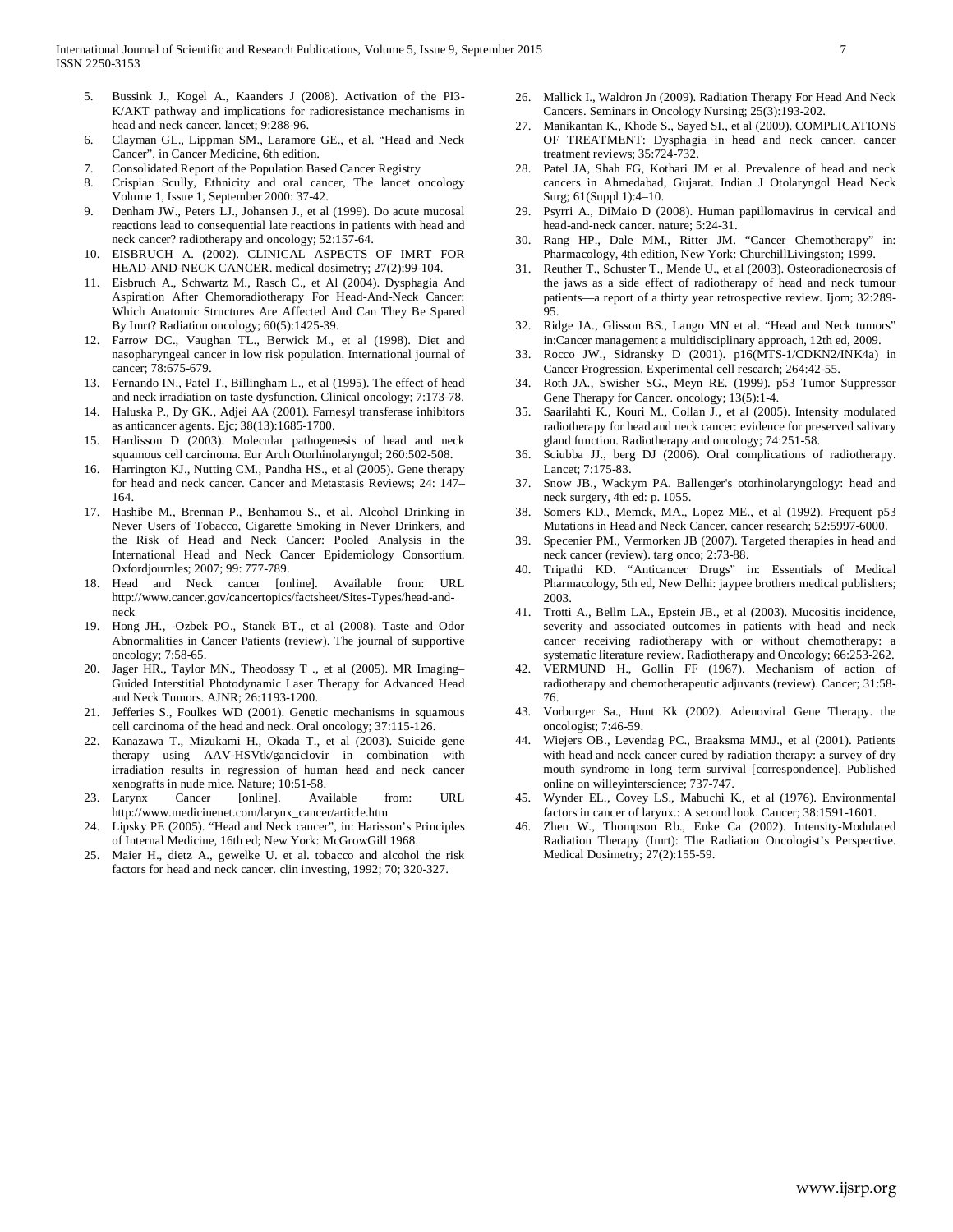5. Bussink J., Kogel A., Kaanders J (2008). Activation of the PI3-K/AKT pathway and implications for radioresistance mechanisms in head and neck cancer. lancet; 9:288-96.
6. Clayman GL., Lippman SM., Laramore GE., et al. "Head and Neck Cancer", in Cancer Medicine, 6th edition.
7. Consolidated Report of the Population Based Cancer Registry
8. Crispian Scully, Ethnicity and oral cancer, The lancet oncology Volume 1, Issue 1, September 2000: 37-42.
9. Denham JW., Peters LJ., Johansen J., et al (1999). Do acute mucosal reactions lead to consequential late reactions in patients with head and neck cancer? radiotherapy and oncology; 52:157-64.
10. EISBRUCH A. (2002). CLINICAL ASPECTS OF IMRT FOR HEAD-AND-NECK CANCER. medical dosimetry; 27(2):99-104.
11. Eisbruch A., Schwartz M., Rasch C., et Al (2004). Dysphagia And Aspiration After Chemoradiotherapy For Head-And-Neck Cancer: Which Anatomic Structures Are Affected And Can They Be Spared By Imrt? Radiation oncology; 60(5):1425-39.
12. Farrow DC., Vaughan TL., Berwick M., et al (1998). Diet and nasopharyngeal cancer in low risk population. International journal of cancer; 78:675-679.
13. Fernando IN., Patel T., Billingham L., et al (1995). The effect of head and neck irradiation on taste dysfunction. Clinical oncology; 7:173-78.
14. Haluska P., Dy GK., Adjei AA (2001). Farnesyl transferase inhibitors as anticancer agents. Ejc; 38(13):1685-1700.
15. Hardisson D (2003). Molecular pathogenesis of head and neck squamous cell carcinoma. Eur Arch Otorhinolaryngol; 260:502-508.
16. Harrington KJ., Nutting CM., Pandha HS., et al (2005). Gene therapy for head and neck cancer. Cancer and Metastasis Reviews; 24: 147–164.
17. Hashibe M., Brennan P., Benhamou S., et al. Alcohol Drinking in Never Users of Tobacco, Cigarette Smoking in Never Drinkers, and the Risk of Head and Neck Cancer: Pooled Analysis in the International Head and Neck Cancer Epidemiology Consortium. Oxfordjournles; 2007; 99: 777-789.
18. Head and Neck cancer [online]. Available from: URL http://www.cancer.gov/cancertopics/factsheet/Sites-Types/head-and-neck
19. Hong JH., -Ozbek PO., Stanek BT., et al (2008). Taste and Odor Abnormalities in Cancer Patients (review). The journal of supportive oncology; 7:58-65.
20. Jager HR., Taylor MN., Theodossy T ., et al (2005). MR Imaging–Guided Interstitial Photodynamic Laser Therapy for Advanced Head and Neck Tumors. AJNR; 26:1193-1200.
21. Jefferies S., Foulkes WD (2001). Genetic mechanisms in squamous cell carcinoma of the head and neck. Oral oncology; 37:115-126.
22. Kanazawa T., Mizukami H., Okada T., et al (2003). Suicide gene therapy using AAV-HSVtk/ganciclovir in combination with irradiation results in regression of human head and neck cancer xenografts in nude mice. Nature; 10:51-58.
23. Larynx Cancer [online]. Available from: URL http://www.medicinenet.com/larynx_cancer/article.htm
24. Lipsky PE (2005). "Head and Neck cancer", in: Harisson's Principles of Internal Medicine, 16th ed; New York: McGrowGill 1968.
25. Maier H., dietz A., gewelke U. et al. tobacco and alcohol the risk factors for head and neck cancer. clin investing, 1992; 70; 320-327.
26. Mallick I., Waldron Jn (2009). Radiation Therapy For Head And Neck Cancers. Seminars in Oncology Nursing; 25(3):193-202.
27. Manikantan K., Khode S., Sayed SI., et al (2009). COMPLICATIONS OF TREATMENT: Dysphagia in head and neck cancer. cancer treatment reviews; 35:724-732.
28. Patel JA, Shah FG, Kothari JM et al. Prevalence of head and neck cancers in Ahmedabad, Gujarat. Indian J Otolaryngol Head Neck Surg; 61(Suppl 1):4–10.
29. Psyrri A., DiMaio D (2008). Human papillomavirus in cervical and head-and-neck cancer. nature; 5:24-31.
30. Rang HP., Dale MM., Ritter JM. "Cancer Chemotherapy" in: Pharmacology, 4th edition, New York: ChurchillLivingston; 1999.
31. Reuther T., Schuster T., Mende U., et al (2003). Osteoradionecrosis of the jaws as a side effect of radiotherapy of head and neck tumour patients—a report of a thirty year retrospective review. Ijom; 32:289-95.
32. Ridge JA., Glisson BS., Lango MN et al. "Head and Neck tumors" in:Cancer management a multidisciplinary approach, 12th ed, 2009.
33. Rocco JW., Sidransky D (2001). p16(MTS-1/CDKN2/INK4a) in Cancer Progression. Experimental cell research; 264:42-55.
34. Roth JA., Swisher SG., Meyn RE. (1999). p53 Tumor Suppressor Gene Therapy for Cancer. oncology; 13(5):1-4.
35. Saarilahti K., Kouri M., Collan J., et al (2005). Intensity modulated radiotherapy for head and neck cancer: evidence for preserved salivary gland function. Radiotherapy and oncology; 74:251-58.
36. Sciubba JJ., berg DJ (2006). Oral complications of radiotherapy. Lancet; 7:175-83.
37. Snow JB., Wackym PA. Ballenger's otorhinolaryngology: head and neck surgery, 4th ed: p. 1055.
38. Somers KD., Memck, MA., Lopez ME., et al (1992). Frequent p53 Mutations in Head and Neck Cancer. cancer research; 52:5997-6000.
39. Specenier PM., Vermorken JB (2007). Targeted therapies in head and neck cancer (review). targ onco; 2:73-88.
40. Tripathi KD. "Anticancer Drugs" in: Essentials of Medical Pharmacology, 5th ed, New Delhi: jaypee brothers medical publishers; 2003.
41. Trotti A., Bellm LA., Epstein JB., et al (2003). Mucositis incidence, severity and associated outcomes in patients with head and neck cancer receiving radiotherapy with or without chemotherapy: a systematic literature review. Radiotherapy and Oncology; 66:253-262.
42. VERMUND H., Gollin FF (1967). Mechanism of action of radiotherapy and chemotherapeutic adjuvants (review). Cancer; 31:58-76.
43. Vorburger Sa., Hunt Kk (2002). Adenoviral Gene Therapy. the oncologist; 7:46-59.
44. Wiejers OB., Levendag PC., Braaksma MMJ., et al (2001). Patients with head and neck cancer cured by radiation therapy: a survey of dry mouth syndrome in long term survival [correspondence]. Published online on willeyinterscience; 737-747.
45. Wynder EL., Covey LS., Mabuchi K., et al (1976). Environmental factors in cancer of larynx.: A second look. Cancer; 38:1591-1601.
46. Zhen W., Thompson Rb., Enke Ca (2002). Intensity-Modulated Radiation Therapy (Imrt): The Radiation Oncologist's Perspective. Medical Dosimetry; 27(2):155-59.